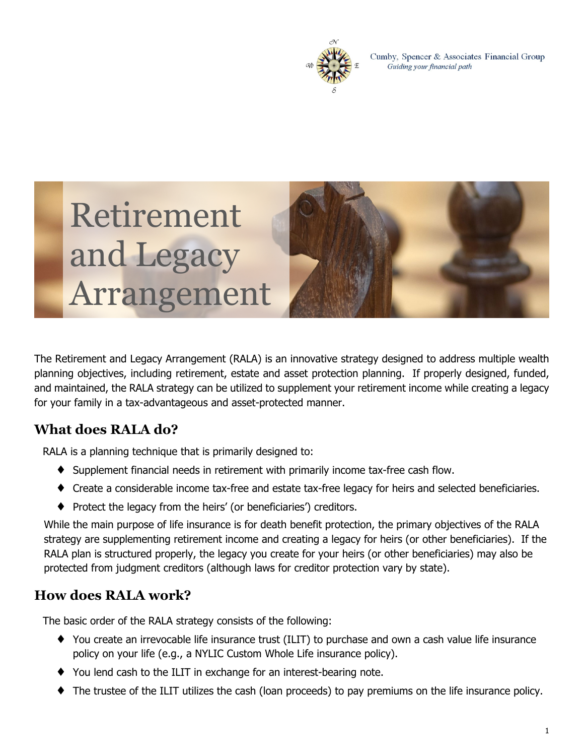Cumby, Spencer & Associates Financial Group
*Guiding your financial path*

# Retirement and Legacy Arrangement

The Retirement and Legacy Arrangement (RALA) is an innovative strategy designed to address multiple wealth planning objectives, including retirement, estate and asset protection planning. If properly designed, funded, and maintained, the RALA strategy can be utilized to supplement your retirement income while creating a legacy for your family in a tax-advantageous and asset-protected manner.

## What does RALA do?

RALA is a planning technique that is primarily designed to:

- Supplement financial needs in retirement with primarily income tax-free cash flow.
- Create a considerable income tax-free and estate tax-free legacy for heirs and selected beneficiaries.
- Protect the legacy from the heirs' (or beneficiaries') creditors.

While the main purpose of life insurance is for death benefit protection, the primary objectives of the RALA strategy are supplementing retirement income and creating a legacy for heirs (or other beneficiaries). If the RALA plan is structured properly, the legacy you create for your heirs (or other beneficiaries) may also be protected from judgment creditors (although laws for creditor protection vary by state).

## How does RALA work?

The basic order of the RALA strategy consists of the following:

- You create an irrevocable life insurance trust (ILIT) to purchase and own a cash value life insurance policy on your life (e.g., a NYLIC Custom Whole Life insurance policy).
- You lend cash to the ILIT in exchange for an interest-bearing note.
- The trustee of the ILIT utilizes the cash (loan proceeds) to pay premiums on the life insurance policy.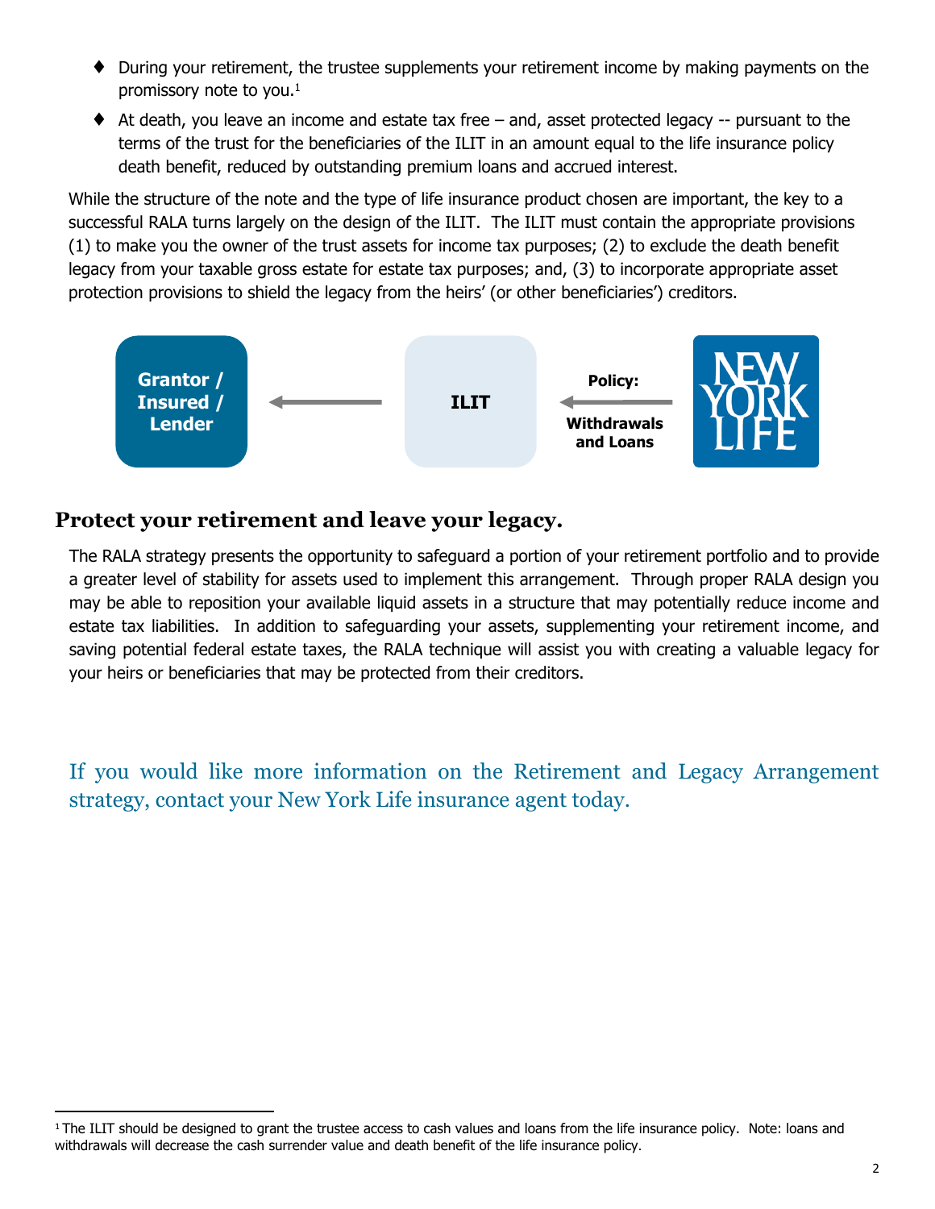- During your retirement, the trustee supplements your retirement income by making payments on the promissory note to you.[1]
- At death, you leave an income and estate tax free – and, asset protected legacy -- pursuant to the terms of the trust for the beneficiaries of the ILIT in an amount equal to the life insurance policy death benefit, reduced by outstanding premium loans and accrued interest.

While the structure of the note and the type of life insurance product chosen are important, the key to a successful RALA turns largely on the design of the ILIT. The ILIT must contain the appropriate provisions (1) to make you the owner of the trust assets for income tax purposes; (2) to exclude the death benefit legacy from your taxable gross estate for estate tax purposes; and, (3) to incorporate appropriate asset protection provisions to shield the legacy from the heirs' (or other beneficiaries') creditors.

**Grantor / Insured / Lender** ← **ILIT** ← **Policy: Withdrawals and Loans** — NEW YORK LIFE

## Protect your retirement and leave your legacy.

The RALA strategy presents the opportunity to safeguard a portion of your retirement portfolio and to provide a greater level of stability for assets used to implement this arrangement. Through proper RALA design you may be able to reposition your available liquid assets in a structure that may potentially reduce income and estate tax liabilities. In addition to safeguarding your assets, supplementing your retirement income, and saving potential federal estate taxes, the RALA technique will assist you with creating a valuable legacy for your heirs or beneficiaries that may be protected from their creditors.

If you would like more information on the Retirement and Legacy Arrangement strategy, contact your New York Life insurance agent today.

---

[1] The ILIT should be designed to grant the trustee access to cash values and loans from the life insurance policy. Note: loans and withdrawals will decrease the cash surrender value and death benefit of the life insurance policy.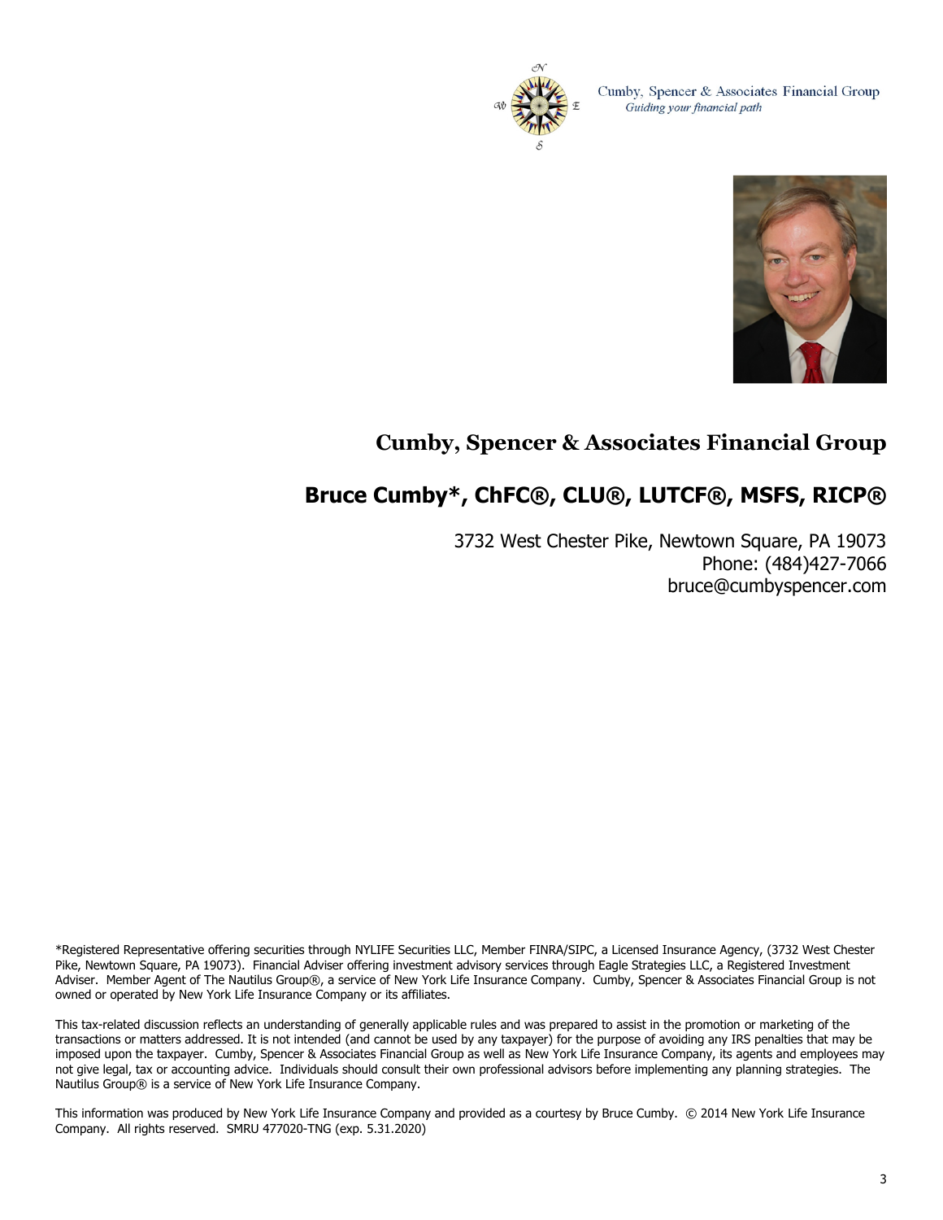Cumby, Spencer & Associates Financial Group
*Guiding your financial path*

## Cumby, Spencer & Associates Financial Group

## Bruce Cumby*, ChFC®, CLU®, LUTCF®, MSFS, RICP®

3732 West Chester Pike, Newtown Square, PA 19073
Phone: (484)427-7066
bruce@cumbyspencer.com

*Registered Representative offering securities through NYLIFE Securities LLC, Member FINRA/SIPC, a Licensed Insurance Agency, (3732 West Chester Pike, Newtown Square, PA 19073). Financial Adviser offering investment advisory services through Eagle Strategies LLC, a Registered Investment Adviser. Member Agent of The Nautilus Group®, a service of New York Life Insurance Company. Cumby, Spencer & Associates Financial Group is not owned or operated by New York Life Insurance Company or its affiliates.

This tax-related discussion reflects an understanding of generally applicable rules and was prepared to assist in the promotion or marketing of the transactions or matters addressed. It is not intended (and cannot be used by any taxpayer) for the purpose of avoiding any IRS penalties that may be imposed upon the taxpayer. Cumby, Spencer & Associates Financial Group as well as New York Life Insurance Company, its agents and employees may not give legal, tax or accounting advice. Individuals should consult their own professional advisors before implementing any planning strategies. The Nautilus Group® is a service of New York Life Insurance Company.

This information was produced by New York Life Insurance Company and provided as a courtesy by Bruce Cumby. © 2014 New York Life Insurance Company. All rights reserved. SMRU 477020-TNG (exp. 5.31.2020)